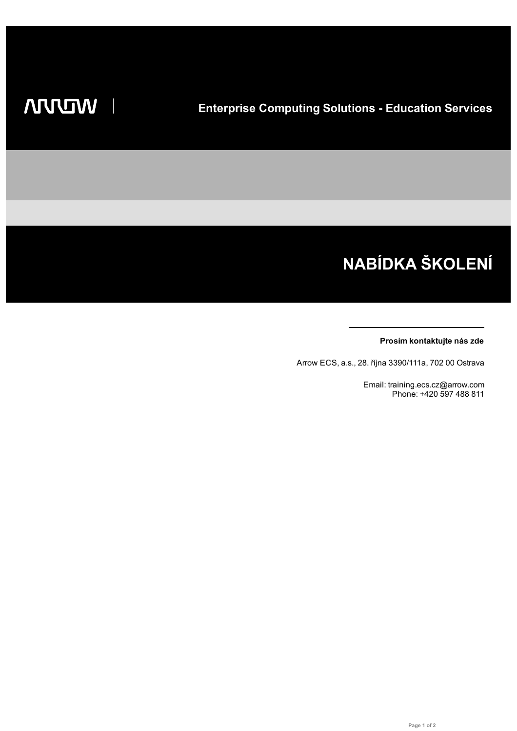ARROW

Enterprise Computing Solutions - Education Services

# NABÍDKA ŠKOLENÍ

**Prosím kontaktujte nás zde**

Arrow ECS, a.s., 28. října 3390/111a, 702 00 Ostrava

Email: training.ecs.cz@arrow.com
Phone: +420 597 488 811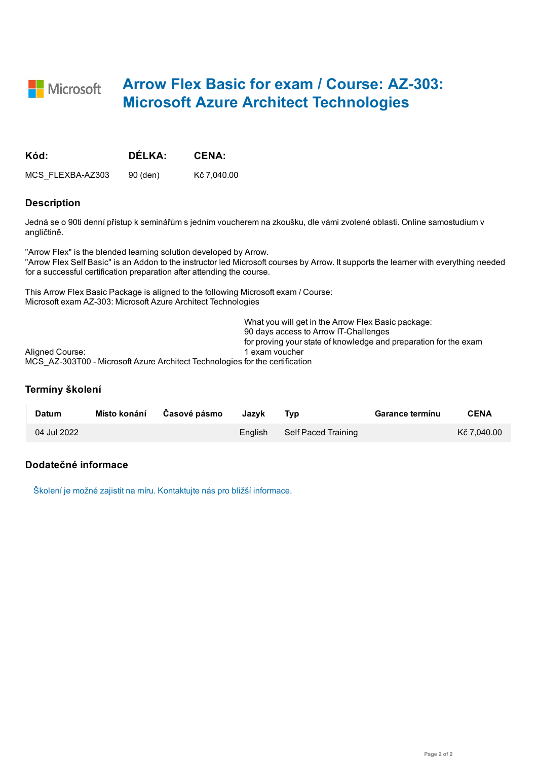# Arrow Flex Basic for exam / Course: AZ-303: Microsoft Azure Architect Technologies

| Kód: | DÉLKA: | CENA: |
|---|---|---|
| MCS_FLEXBA-AZ303 | 90 (den) | Kč 7,040.00 |

## Description

Jedná se o 90ti denní přístup k seminářům s jedním voucherem na zkoušku, dle vámi zvolené oblasti. Online samostudium v angličtině.

"Arrow Flex" is the blended learning solution developed by Arrow.
"Arrow Flex Self Basic" is an Addon to the instructor led Microsoft courses by Arrow. It supports the learner with everything needed for a successful certification preparation after attending the course.

This Arrow Flex Basic Package is aligned to the following Microsoft exam / Course:
Microsoft exam AZ-303: Microsoft Azure Architect Technologies

What you will get in the Arrow Flex Basic package:
90 days access to Arrow IT-Challenges
for proving your state of knowledge and preparation for the exam
1 exam voucher
for the certification

Aligned Course:
MCS_AZ-303T00 - Microsoft Azure Architect Technologies

## Termíny školení

| Datum | Místo konání | Časové pásmo | Jazyk | Typ | Garance termínu | CENA |
|---|---|---|---|---|---|---|
| 04 Jul 2022 | | | English | Self Paced Training | | Kč 7,040.00 |

## Dodatečné informace

Školení je možné zajistit na míru. Kontaktujte nás pro bližší informace.